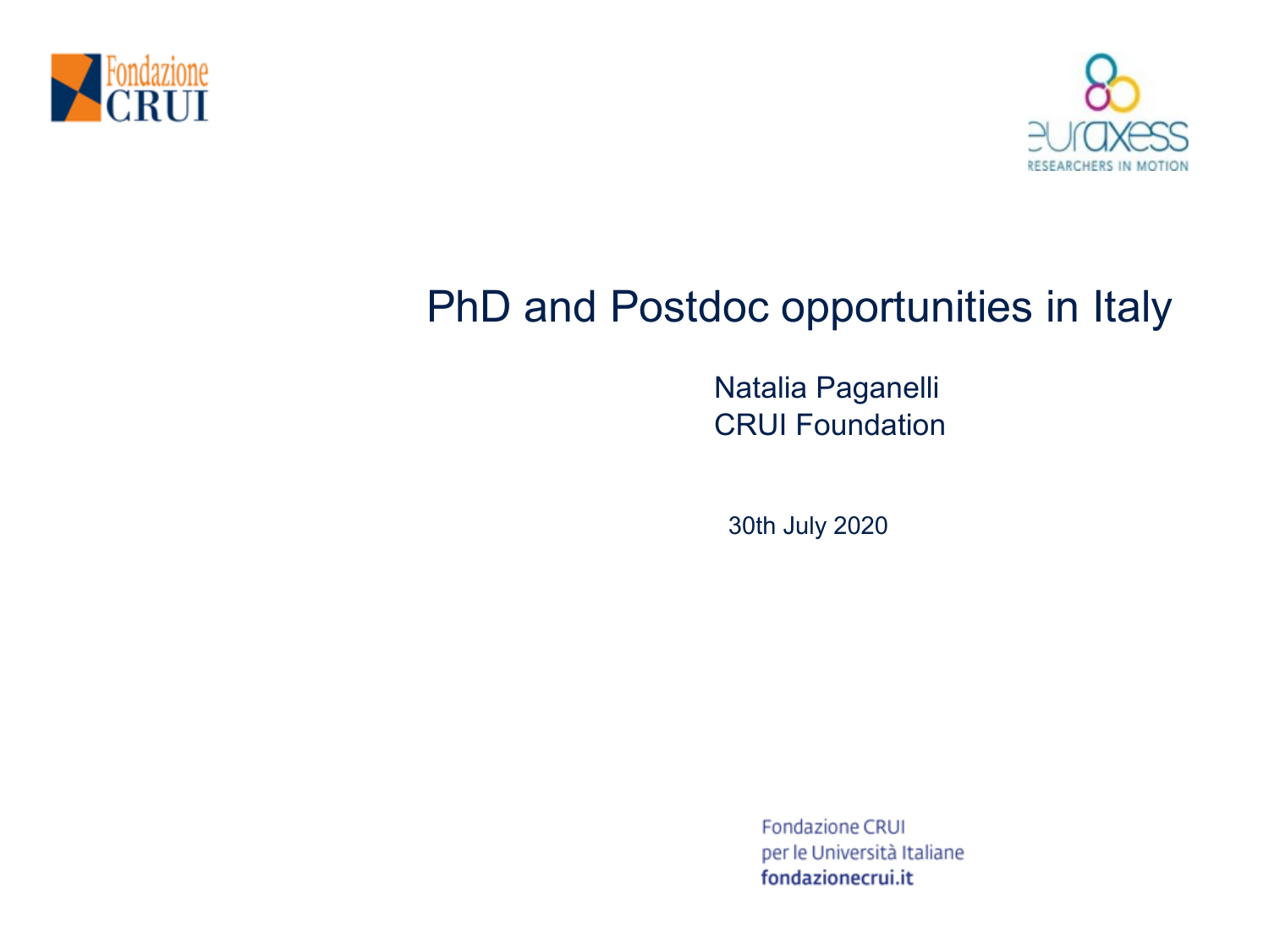# PhD and Postdoc opportunities in Italy

Natalia Paganelli
CRUI Foundation

30th July 2020

Fondazione CRUI
per le Università Italiane
**fondazionecrui.it**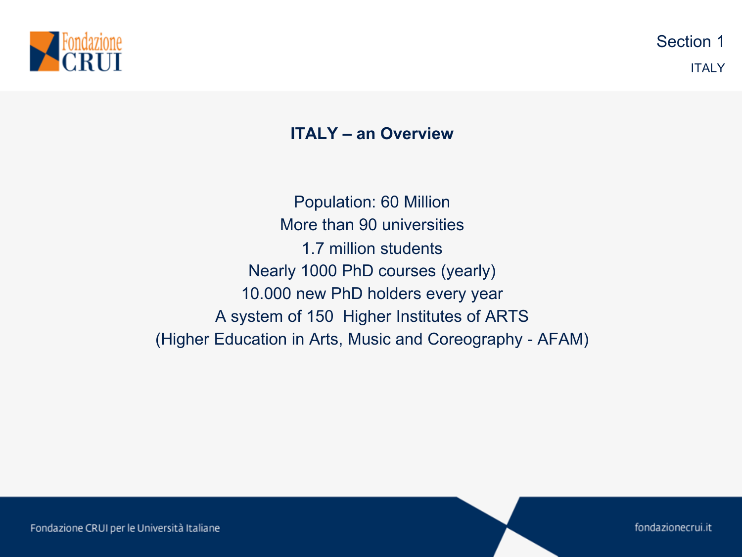# ITALY – an Overview

Population: 60 Million

More than 90 universities

1.7 million students

Nearly 1000 PhD courses (yearly)

10.000 new PhD holders every year

A system of 150 Higher Institutes of ARTS

(Higher Education in Arts, Music and Coreography - AFAM)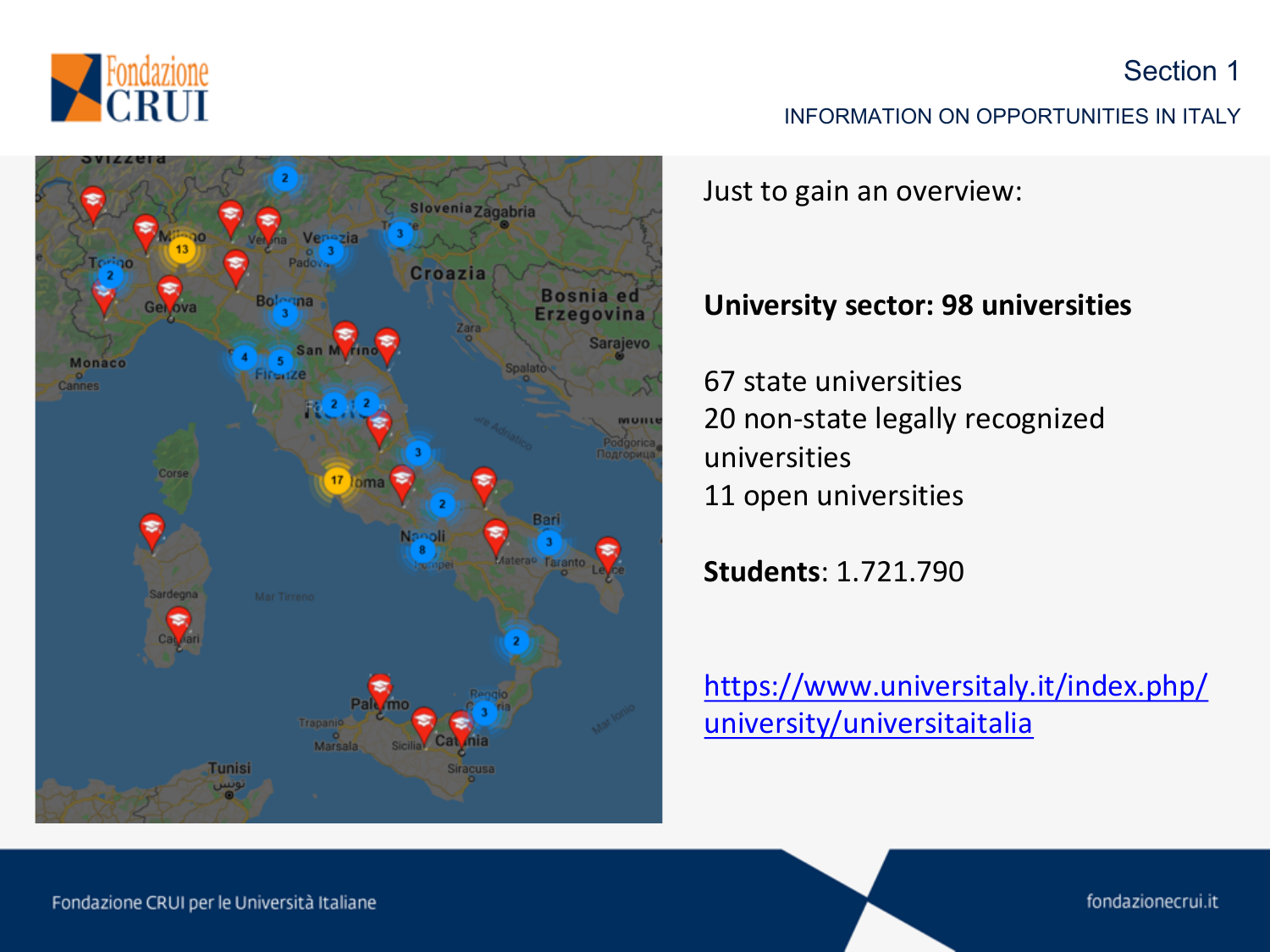## Section 1

INFORMATION ON OPPORTUNITIES IN ITALY

Just to gain an overview:

**University sector: 98 universities**

67 state universities
20 non-state legally recognized universities
11 open universities

**Students**: 1.721.790

https://www.universitaly.it/index.php/university/universitaitalia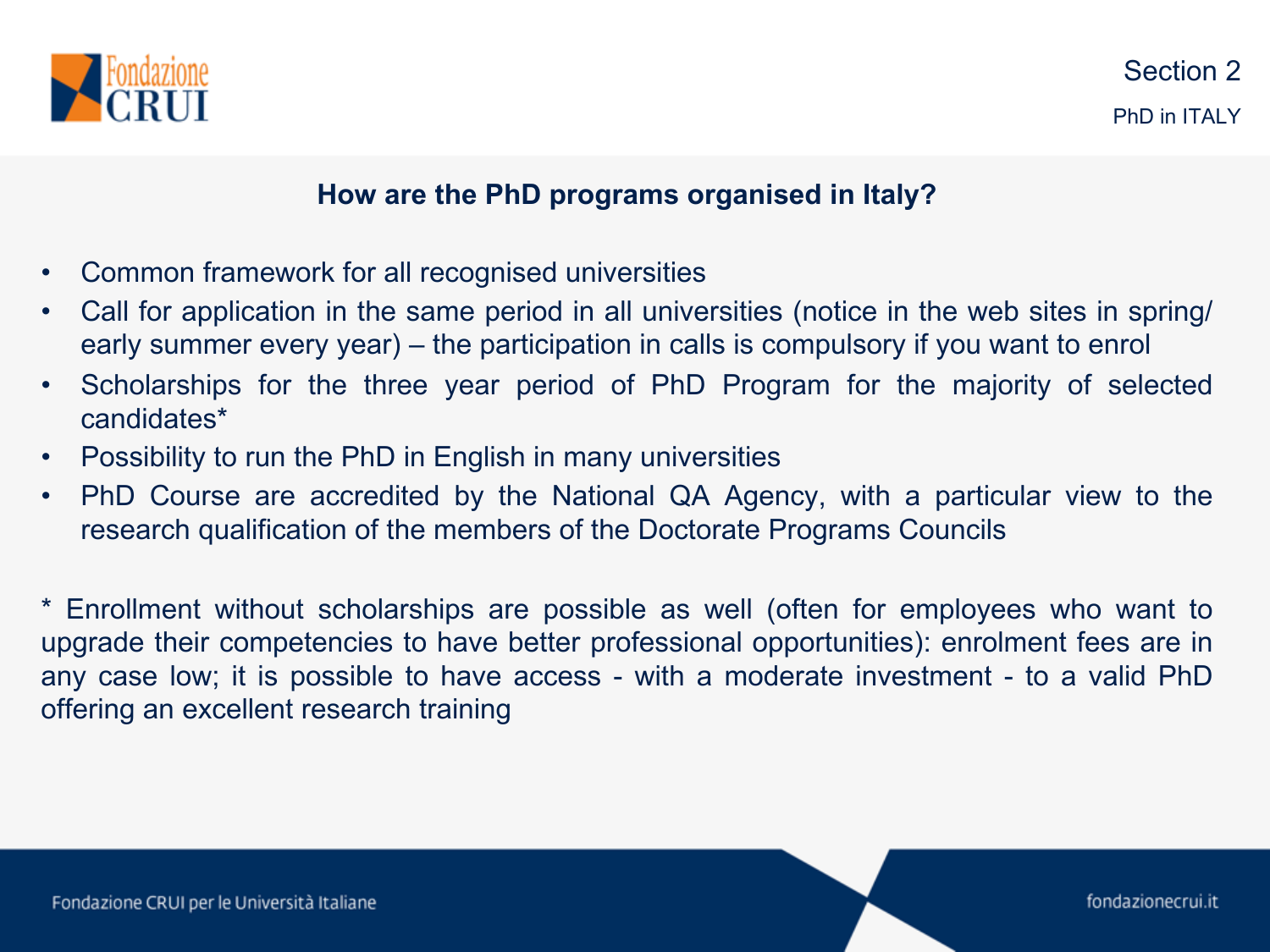## How are the PhD programs organised in Italy?

- Common framework for all recognised universities
- Call for application in the same period in all universities (notice in the web sites in spring/ early summer every year) – the participation in calls is compulsory if you want to enrol
- Scholarships for the three year period of PhD Program for the majority of selected candidates*
- Possibility to run the PhD in English in many universities
- PhD Course are accredited by the National QA Agency, with a particular view to the research qualification of the members of the Doctorate Programs Councils

* Enrollment without scholarships are possible as well (often for employees who want to upgrade their competencies to have better professional opportunities): enrolment fees are in any case low; it is possible to have access - with a moderate investment - to a valid PhD offering an excellent research training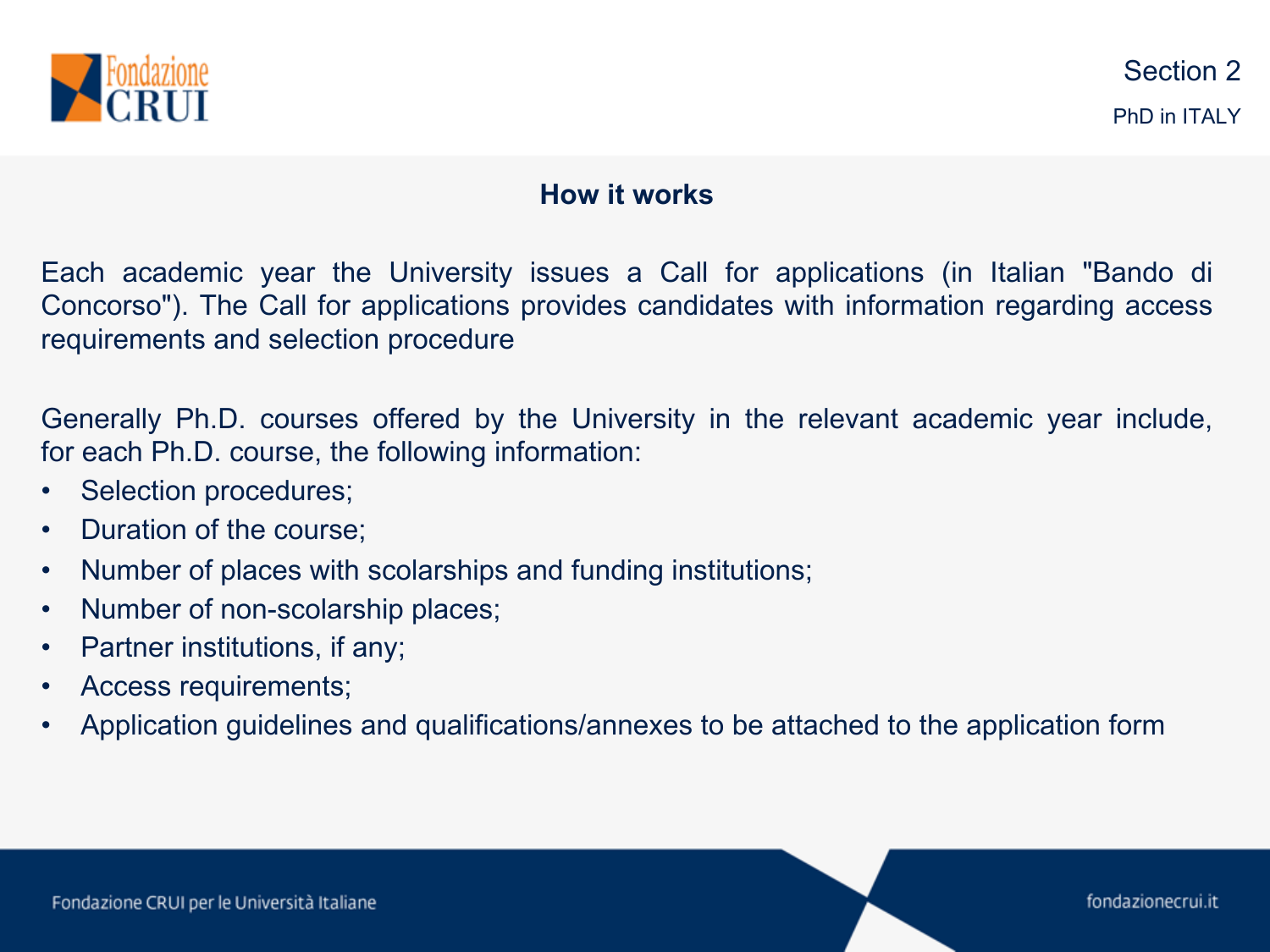## How it works

Each academic year the University issues a Call for applications (in Italian "Bando di Concorso"). The Call for applications provides candidates with information regarding access requirements and selection procedure

Generally Ph.D. courses offered by the University in the relevant academic year include, for each Ph.D. course, the following information:

- Selection procedures;
- Duration of the course;
- Number of places with scolarships and funding institutions;
- Number of non-scolarship places;
- Partner institutions, if any;
- Access requirements;
- Application guidelines and qualifications/annexes to be attached to the application form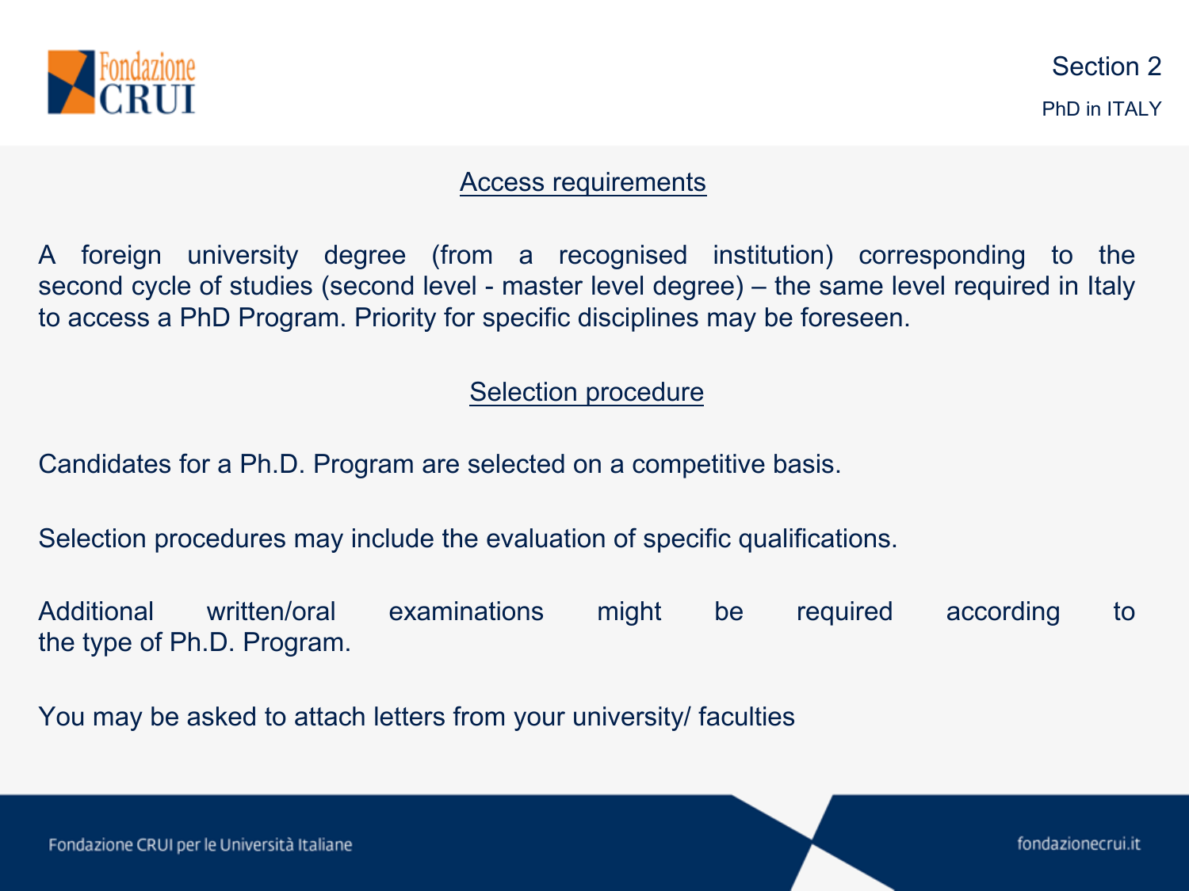## Access requirements

A foreign university degree (from a recognised institution) corresponding to the second cycle of studies (second level - master level degree) – the same level required in Italy to access a PhD Program. Priority for specific disciplines may be foreseen.

## Selection procedure

Candidates for a Ph.D. Program are selected on a competitive basis.

Selection procedures may include the evaluation of specific qualifications.

Additional written/oral examinations might be required according to the type of Ph.D. Program.

You may be asked to attach letters from your university/ faculties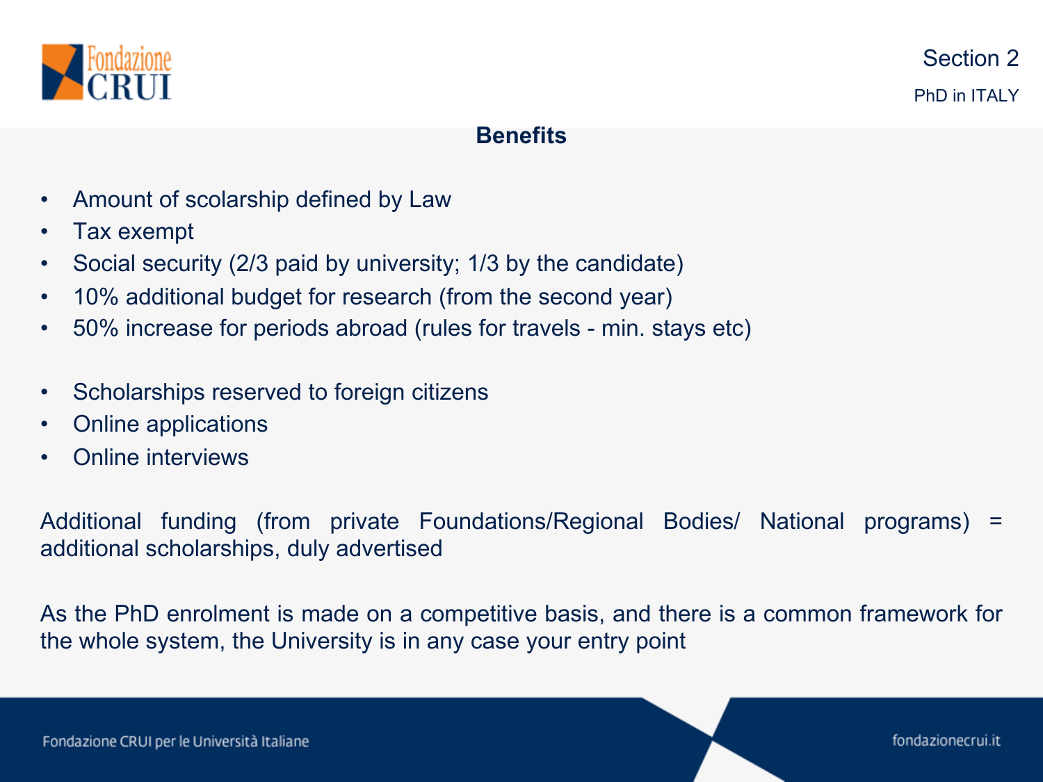## Benefits

- Amount of scolarship defined by Law
- Tax exempt
- Social security (2/3 paid by university; 1/3 by the candidate)
- 10% additional budget for research (from the second year)
- 50% increase for periods abroad (rules for travels - min. stays etc)

- Scholarships reserved to foreign citizens
- Online applications
- Online interviews

Additional funding (from private Foundations/Regional Bodies/ National programs) = additional scholarships, duly advertised

As the PhD enrolment is made on a competitive basis, and there is a common framework for the whole system, the University is in any case your entry point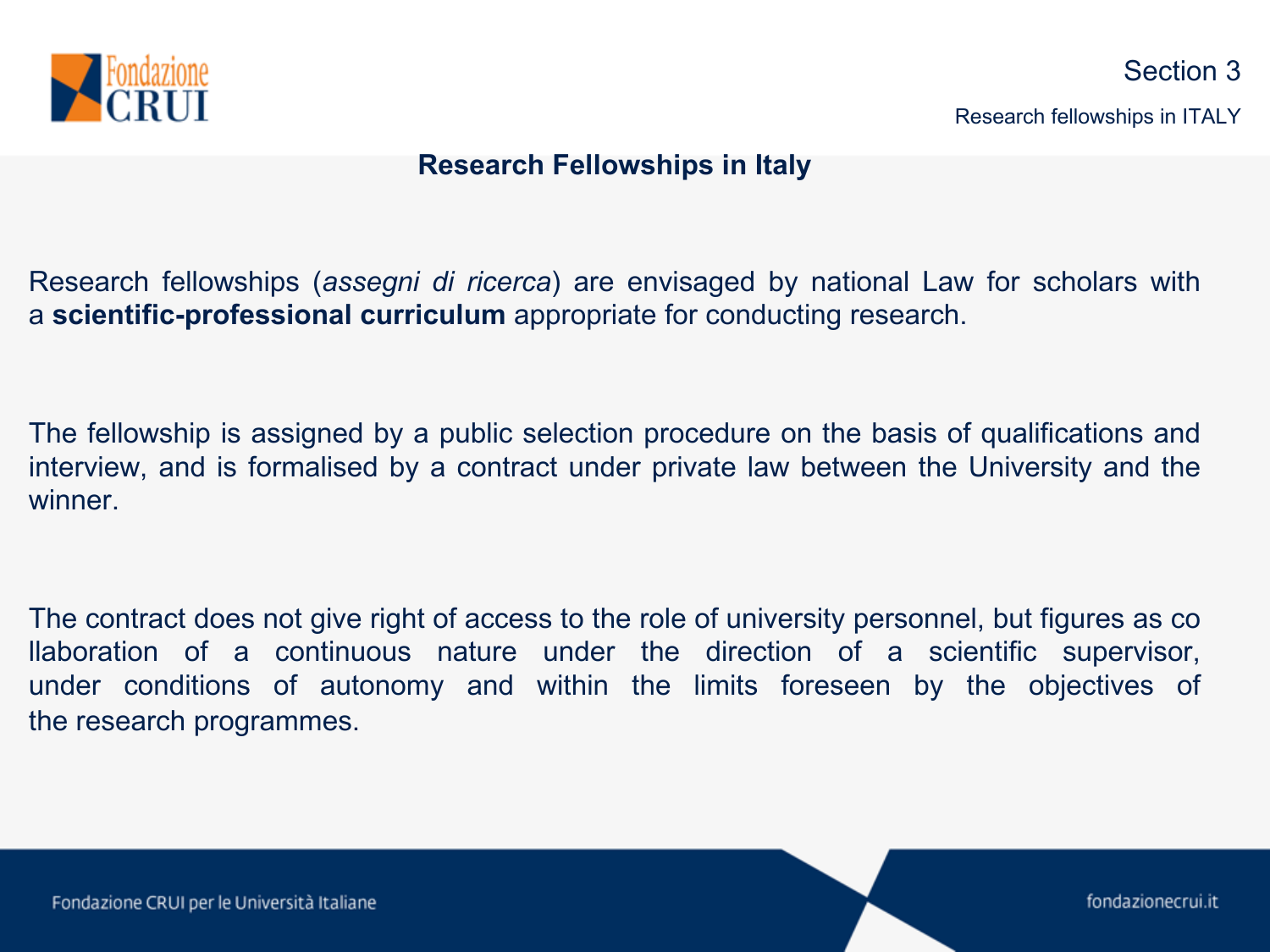# Research Fellowships in Italy

Research fellowships (*assegni di ricerca*) are envisaged by national Law for scholars with a **scientific-professional curriculum** appropriate for conducting research.

The fellowship is assigned by a public selection procedure on the basis of qualifications and interview, and is formalised by a contract under private law between the University and the winner.

The contract does not give right of access to the role of university personnel, but figures as co llaboration of a continuous nature under the direction of a scientific supervisor, under conditions of autonomy and within the limits foreseen by the objectives of the research programmes.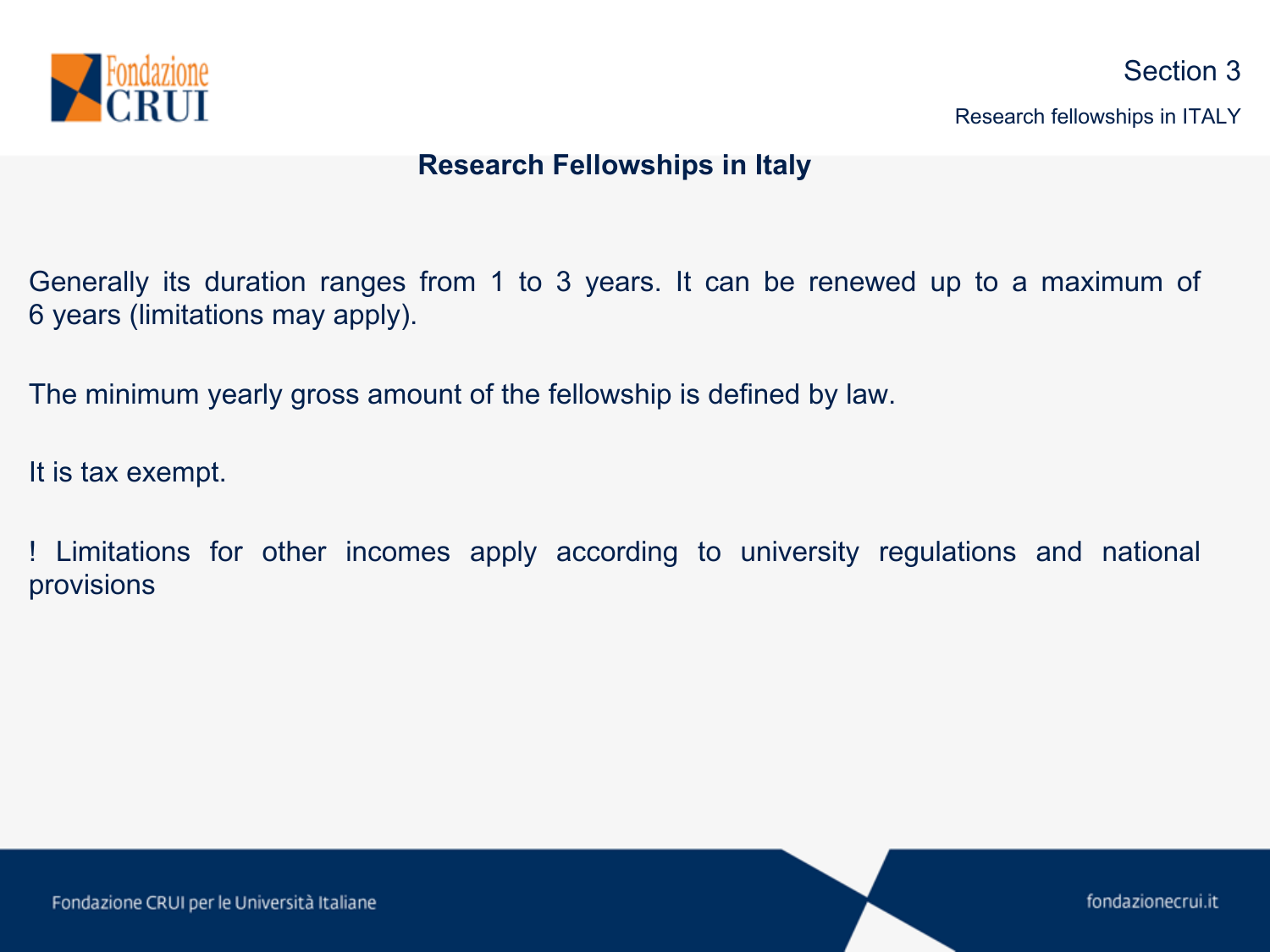## Research Fellowships in Italy

Generally its duration ranges from 1 to 3 years. It can be renewed up to a maximum of 6 years (limitations may apply).

The minimum yearly gross amount of the fellowship is defined by law.

It is tax exempt.

! Limitations for other incomes apply according to university regulations and national provisions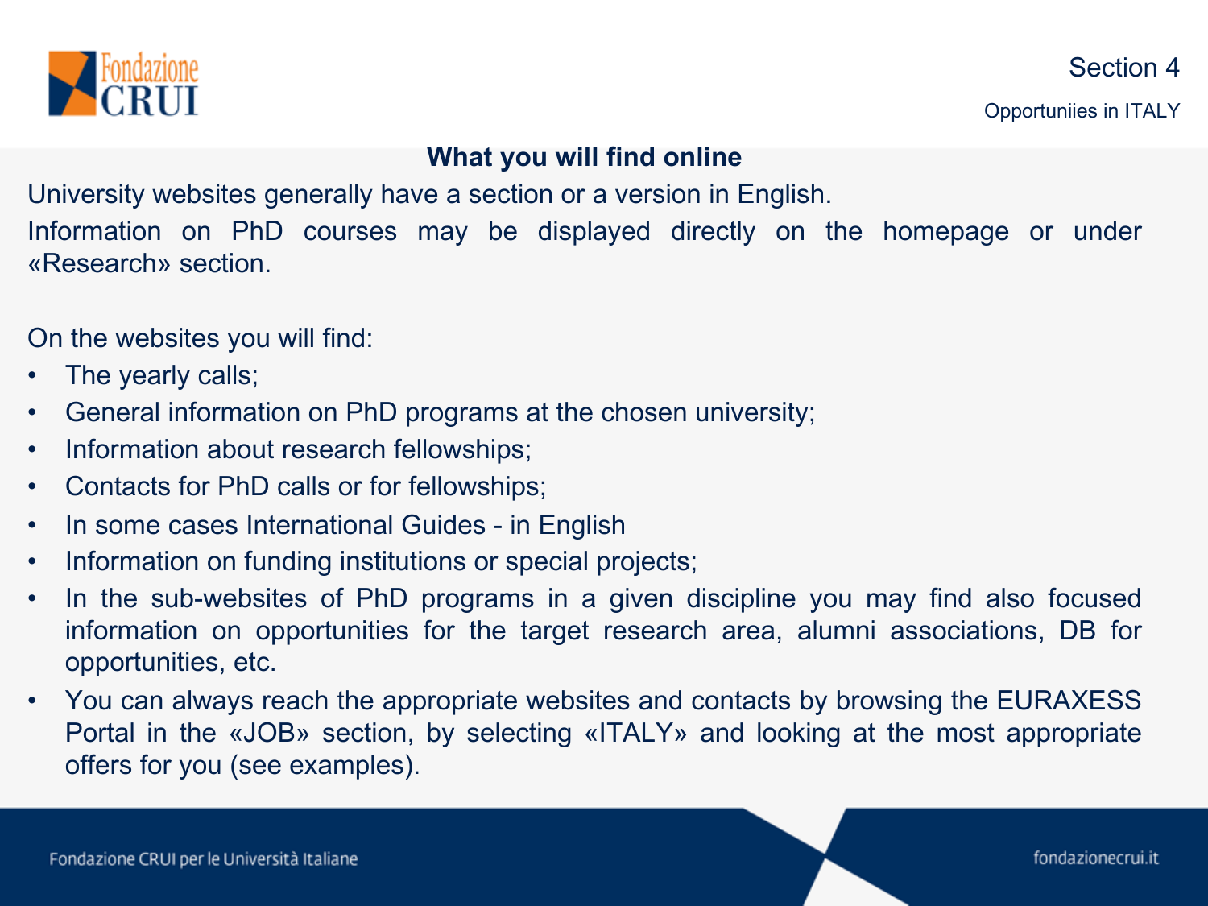## What you will find online

University websites generally have a section or a version in English.

Information on PhD courses may be displayed directly on the homepage or under «Research» section.

On the websites you will find:

- The yearly calls;
- General information on PhD programs at the chosen university;
- Information about research fellowships;
- Contacts for PhD calls or for fellowships;
- In some cases International Guides - in English
- Information on funding institutions or special projects;
- In the sub-websites of PhD programs in a given discipline you may find also focused information on opportunities for the target research area, alumni associations, DB for opportunities, etc.
- You can always reach the appropriate websites and contacts by browsing the EURAXESS Portal in the «JOB» section, by selecting «ITALY» and looking at the most appropriate offers for you (see examples).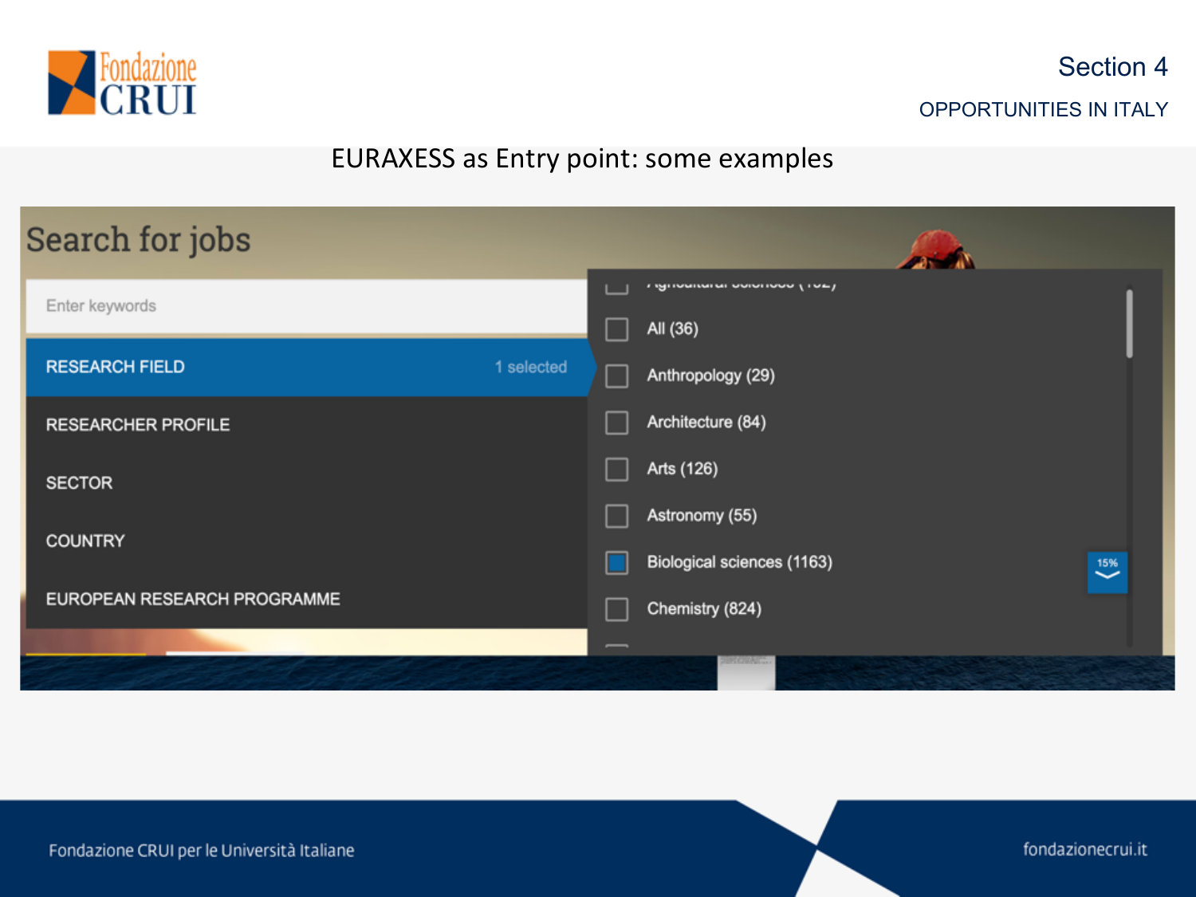# EURAXESS as Entry point: some examples

Search for jobs

Enter keywords

- RESEARCH FIELD — 1 selected
- RESEARCHER PROFILE
- SECTOR
- COUNTRY
- EUROPEAN RESEARCH PROGRAMME

- [ ] All (36)
- [ ] Anthropology (29)
- [ ] Architecture (84)
- [ ] Arts (126)
- [ ] Astronomy (55)
- [x] Biological sciences (1163)
- [ ] Chemistry (824)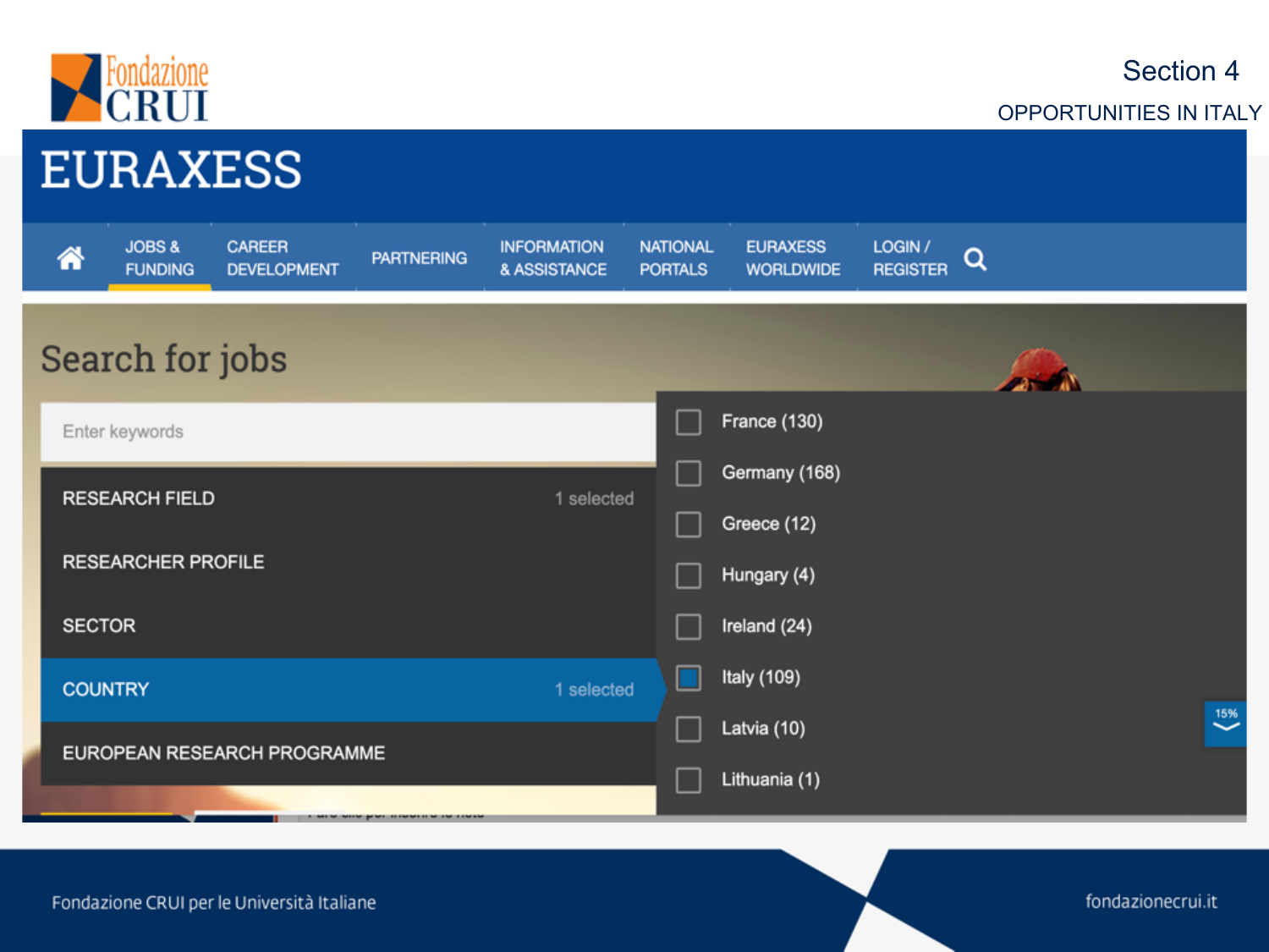# Section 4

OPPORTUNITIES IN ITALY

EURAXESS

JOBS & FUNDING | CAREER DEVELOPMENT | PARTNERING | INFORMATION & ASSISTANCE | NATIONAL PORTALS | EURAXESS WORLDWIDE | LOGIN / REGISTER

## Search for jobs

Enter keywords

- RESEARCH FIELD — 1 selected
- RESEARCHER PROFILE
- SECTOR
- COUNTRY — 1 selected
- EUROPEAN RESEARCH PROGRAMME

- France (130)
- Germany (168)
- Greece (12)
- Hungary (4)
- Ireland (24)
- Italy (109)
- Latvia (10)
- Lithuania (1)